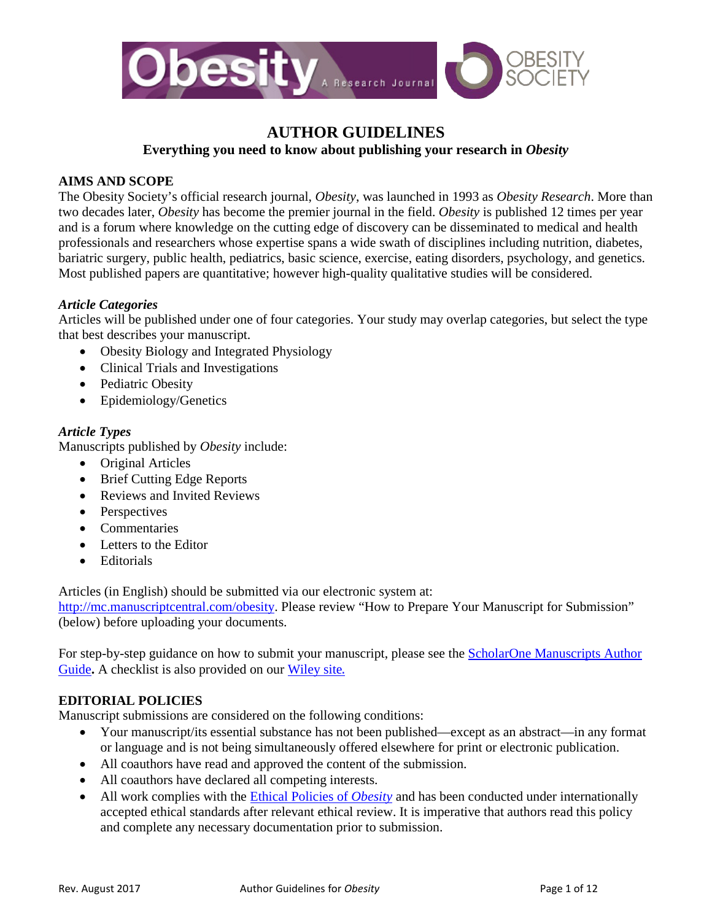# AUTHOR GUIDELINES

**Everything you need to know about publishing your research in *Obesity***

## AIMS AND SCOPE

The Obesity Society's official research journal, *Obesity*, was launched in 1993 as *Obesity Research*. More than two decades later, *Obesity* has become the premier journal in the field. *Obesity* is published 12 times per year and is a forum where knowledge on the cutting edge of discovery can be disseminated to medical and health professionals and researchers whose expertise spans a wide swath of disciplines including nutrition, diabetes, bariatric surgery, public health, pediatrics, basic science, exercise, eating disorders, psychology, and genetics. Most published papers are quantitative; however high-quality qualitative studies will be considered.

### *Article Categories*

Articles will be published under one of four categories. Your study may overlap categories, but select the type that best describes your manuscript.

- Obesity Biology and Integrated Physiology
- Clinical Trials and Investigations
- Pediatric Obesity
- Epidemiology/Genetics

### *Article Types*

Manuscripts published by *Obesity* include:

- Original Articles
- Brief Cutting Edge Reports
- Reviews and Invited Reviews
- Perspectives
- Commentaries
- Letters to the Editor
- Editorials

Articles (in English) should be submitted via our electronic system at: http://mc.manuscriptcentral.com/obesity. Please review "How to Prepare Your Manuscript for Submission" (below) before uploading your documents.

For step-by-step guidance on how to submit your manuscript, please see the ScholarOne Manuscripts Author Guide**.** A checklist is also provided on our Wiley site.

## EDITORIAL POLICIES

Manuscript submissions are considered on the following conditions:

- Your manuscript/its essential substance has not been published—except as an abstract—in any format or language and is not being simultaneously offered elsewhere for print or electronic publication.
- All coauthors have read and approved the content of the submission.
- All coauthors have declared all competing interests.
- All work complies with the Ethical Policies of *Obesity* and has been conducted under internationally accepted ethical standards after relevant ethical review. It is imperative that authors read this policy and complete any necessary documentation prior to submission.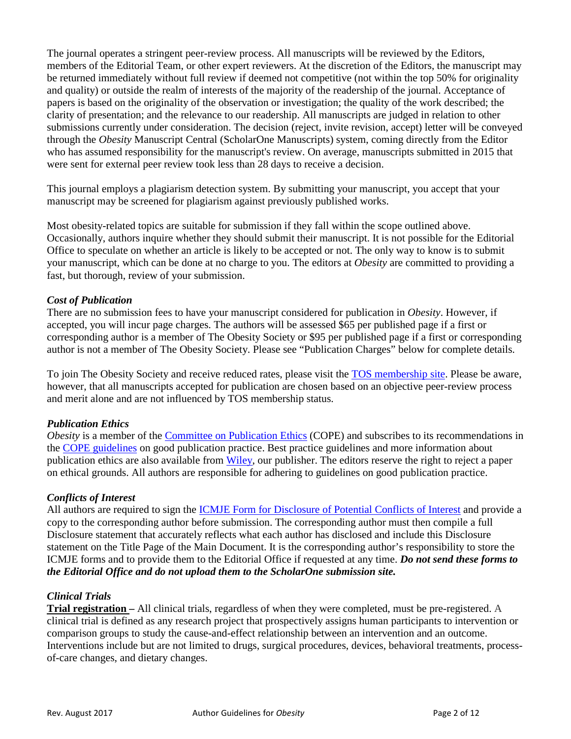The journal operates a stringent peer-review process. All manuscripts will be reviewed by the Editors, members of the Editorial Team, or other expert reviewers. At the discretion of the Editors, the manuscript may be returned immediately without full review if deemed not competitive (not within the top 50% for originality and quality) or outside the realm of interests of the majority of the readership of the journal. Acceptance of papers is based on the originality of the observation or investigation; the quality of the work described; the clarity of presentation; and the relevance to our readership. All manuscripts are judged in relation to other submissions currently under consideration. The decision (reject, invite revision, accept) letter will be conveyed through the *Obesity* Manuscript Central (ScholarOne Manuscripts) system, coming directly from the Editor who has assumed responsibility for the manuscript's review. On average, manuscripts submitted in 2015 that were sent for external peer review took less than 28 days to receive a decision.

This journal employs a plagiarism detection system. By submitting your manuscript, you accept that your manuscript may be screened for plagiarism against previously published works.

Most obesity-related topics are suitable for submission if they fall within the scope outlined above. Occasionally, authors inquire whether they should submit their manuscript. It is not possible for the Editorial Office to speculate on whether an article is likely to be accepted or not. The only way to know is to submit your manuscript, which can be done at no charge to you. The editors at *Obesity* are committed to providing a fast, but thorough, review of your submission.

***Cost of Publication***

There are no submission fees to have your manuscript considered for publication in *Obesity*. However, if accepted, you will incur page charges. The authors will be assessed $65 per published page if a first or corresponding author is a member of The Obesity Society or $95 per published page if a first or corresponding author is not a member of The Obesity Society. Please see "Publication Charges" below for complete details.

To join The Obesity Society and receive reduced rates, please visit the TOS membership site. Please be aware, however, that all manuscripts accepted for publication are chosen based on an objective peer-review process and merit alone and are not influenced by TOS membership status.

***Publication Ethics***

*Obesity* is a member of the Committee on Publication Ethics (COPE) and subscribes to its recommendations in the COPE guidelines on good publication practice. Best practice guidelines and more information about publication ethics are also available from Wiley, our publisher. The editors reserve the right to reject a paper on ethical grounds. All authors are responsible for adhering to guidelines on good publication practice.

***Conflicts of Interest***

All authors are required to sign the ICMJE Form for Disclosure of Potential Conflicts of Interest and provide a copy to the corresponding author before submission. The corresponding author must then compile a full Disclosure statement that accurately reflects what each author has disclosed and include this Disclosure statement on the Title Page of the Main Document. It is the corresponding author's responsibility to store the ICMJE forms and to provide them to the Editorial Office if requested at any time. ***Do not send these forms to the Editorial Office and do not upload them to the ScholarOne submission site.***

***Clinical Trials***

**Trial registration –** All clinical trials, regardless of when they were completed, must be pre-registered. A clinical trial is defined as any research project that prospectively assigns human participants to intervention or comparison groups to study the cause-and-effect relationship between an intervention and an outcome. Interventions include but are not limited to drugs, surgical procedures, devices, behavioral treatments, process-of-care changes, and dietary changes.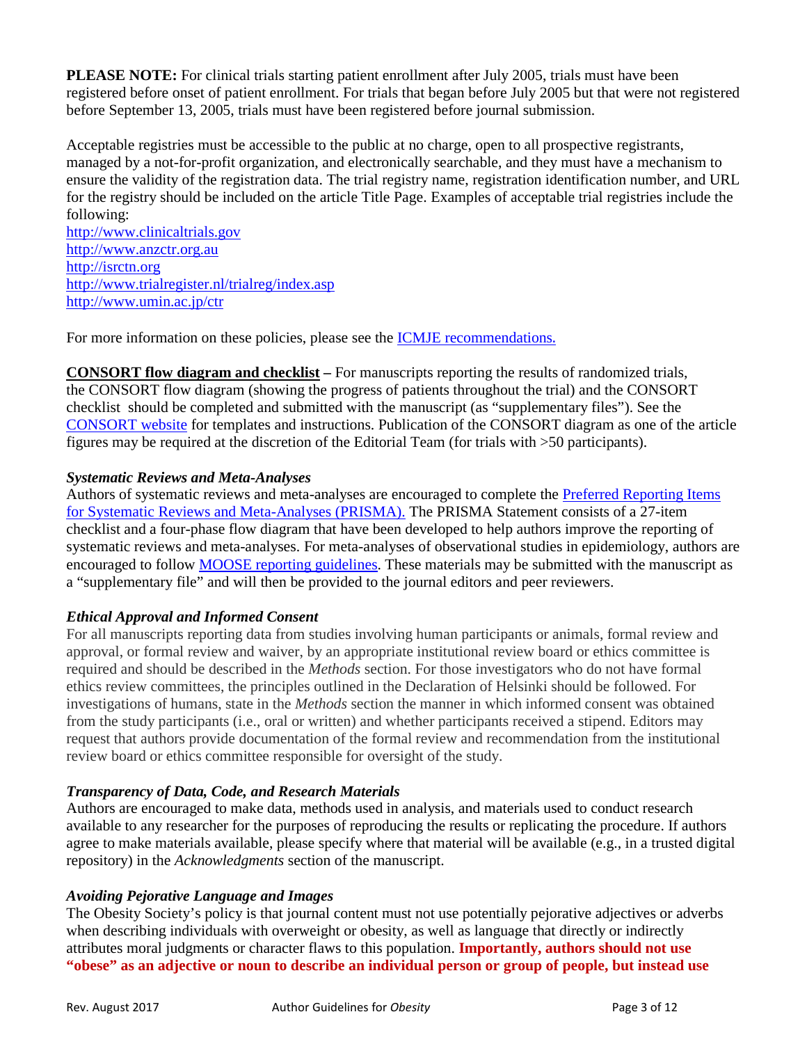**PLEASE NOTE:** For clinical trials starting patient enrollment after July 2005, trials must have been registered before onset of patient enrollment. For trials that began before July 2005 but that were not registered before September 13, 2005, trials must have been registered before journal submission.

Acceptable registries must be accessible to the public at no charge, open to all prospective registrants, managed by a not-for-profit organization, and electronically searchable, and they must have a mechanism to ensure the validity of the registration data. The trial registry name, registration identification number, and URL for the registry should be included on the article Title Page. Examples of acceptable trial registries include the following:
http://www.clinicaltrials.gov
http://www.anzctr.org.au
http://isrctn.org
http://www.trialregister.nl/trialreg/index.asp
http://www.umin.ac.jp/ctr

For more information on these policies, please see the ICMJE recommendations.

**CONSORT flow diagram and checklist –** For manuscripts reporting the results of randomized trials, the CONSORT flow diagram (showing the progress of patients throughout the trial) and the CONSORT checklist should be completed and submitted with the manuscript (as "supplementary files"). See the CONSORT website for templates and instructions. Publication of the CONSORT diagram as one of the article figures may be required at the discretion of the Editorial Team (for trials with >50 participants).

***Systematic Reviews and Meta-Analyses***

Authors of systematic reviews and meta-analyses are encouraged to complete the Preferred Reporting Items for Systematic Reviews and Meta-Analyses (PRISMA). The PRISMA Statement consists of a 27-item checklist and a four-phase flow diagram that have been developed to help authors improve the reporting of systematic reviews and meta-analyses. For meta-analyses of observational studies in epidemiology, authors are encouraged to follow MOOSE reporting guidelines. These materials may be submitted with the manuscript as a "supplementary file" and will then be provided to the journal editors and peer reviewers.

***Ethical Approval and Informed Consent***

For all manuscripts reporting data from studies involving human participants or animals, formal review and approval, or formal review and waiver, by an appropriate institutional review board or ethics committee is required and should be described in the *Methods* section. For those investigators who do not have formal ethics review committees, the principles outlined in the Declaration of Helsinki should be followed. For investigations of humans, state in the *Methods* section the manner in which informed consent was obtained from the study participants (i.e., oral or written) and whether participants received a stipend. Editors may request that authors provide documentation of the formal review and recommendation from the institutional review board or ethics committee responsible for oversight of the study.

***Transparency of Data, Code, and Research Materials***

Authors are encouraged to make data, methods used in analysis, and materials used to conduct research available to any researcher for the purposes of reproducing the results or replicating the procedure. If authors agree to make materials available, please specify where that material will be available (e.g., in a trusted digital repository) in the *Acknowledgments* section of the manuscript.

***Avoiding Pejorative Language and Images***

The Obesity Society's policy is that journal content must not use potentially pejorative adjectives or adverbs when describing individuals with overweight or obesity, as well as language that directly or indirectly attributes moral judgments or character flaws to this population. **Importantly, authors should not use "obese" as an adjective or noun to describe an individual person or group of people, but instead use**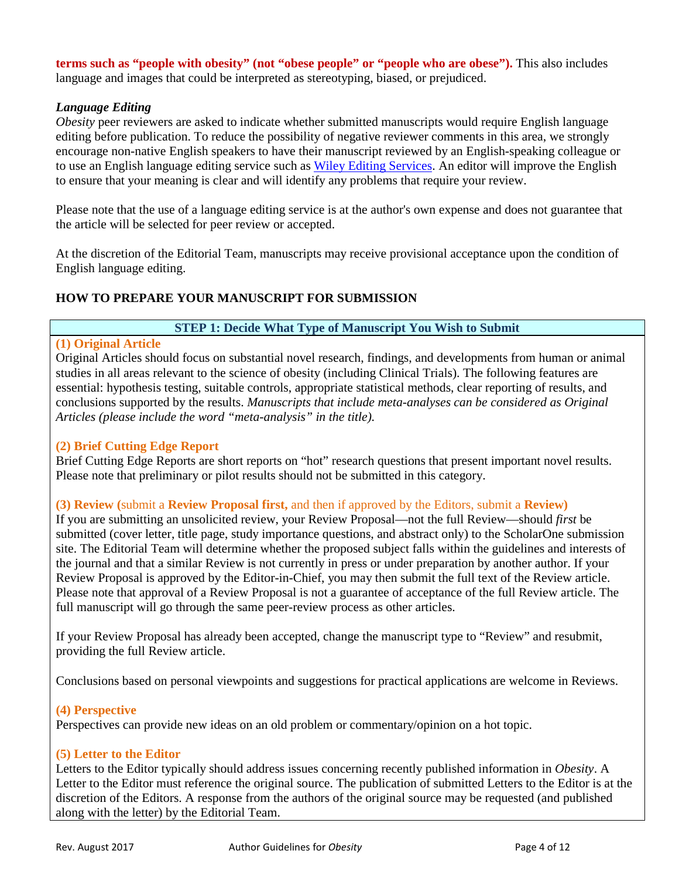**terms such as "people with obesity" (not "obese people" or "people who are obese").** This also includes language and images that could be interpreted as stereotyping, biased, or prejudiced.

***Language Editing***

*Obesity* peer reviewers are asked to indicate whether submitted manuscripts would require English language editing before publication. To reduce the possibility of negative reviewer comments in this area, we strongly encourage non-native English speakers to have their manuscript reviewed by an English-speaking colleague or to use an English language editing service such as [Wiley Editing Services](). An editor will improve the English to ensure that your meaning is clear and will identify any problems that require your review.

Please note that the use of a language editing service is at the author's own expense and does not guarantee that the article will be selected for peer review or accepted.

At the discretion of the Editorial Team, manuscripts may receive provisional acceptance upon the condition of English language editing.

## HOW TO PREPARE YOUR MANUSCRIPT FOR SUBMISSION

### STEP 1: Decide What Type of Manuscript You Wish to Submit

**(1) Original Article**

Original Articles should focus on substantial novel research, findings, and developments from human or animal studies in all areas relevant to the science of obesity (including Clinical Trials). The following features are essential: hypothesis testing, suitable controls, appropriate statistical methods, clear reporting of results, and conclusions supported by the results. *Manuscripts that include meta-analyses can be considered as Original Articles (please include the word "meta-analysis" in the title).*

**(2) Brief Cutting Edge Report**

Brief Cutting Edge Reports are short reports on "hot" research questions that present important novel results. Please note that preliminary or pilot results should not be submitted in this category.

**(3) Review (**submit a **Review Proposal first,** and then if approved by the Editors, submit a **Review)**

If you are submitting an unsolicited review, your Review Proposal—not the full Review—should *first* be submitted (cover letter, title page, study importance questions, and abstract only) to the ScholarOne submission site. The Editorial Team will determine whether the proposed subject falls within the guidelines and interests of the journal and that a similar Review is not currently in press or under preparation by another author. If your Review Proposal is approved by the Editor-in-Chief, you may then submit the full text of the Review article. Please note that approval of a Review Proposal is not a guarantee of acceptance of the full Review article. The full manuscript will go through the same peer-review process as other articles.

If your Review Proposal has already been accepted, change the manuscript type to "Review" and resubmit, providing the full Review article.

Conclusions based on personal viewpoints and suggestions for practical applications are welcome in Reviews.

**(4) Perspective**

Perspectives can provide new ideas on an old problem or commentary/opinion on a hot topic.

**(5) Letter to the Editor**

Letters to the Editor typically should address issues concerning recently published information in *Obesity*. A Letter to the Editor must reference the original source. The publication of submitted Letters to the Editor is at the discretion of the Editors. A response from the authors of the original source may be requested (and published along with the letter) by the Editorial Team.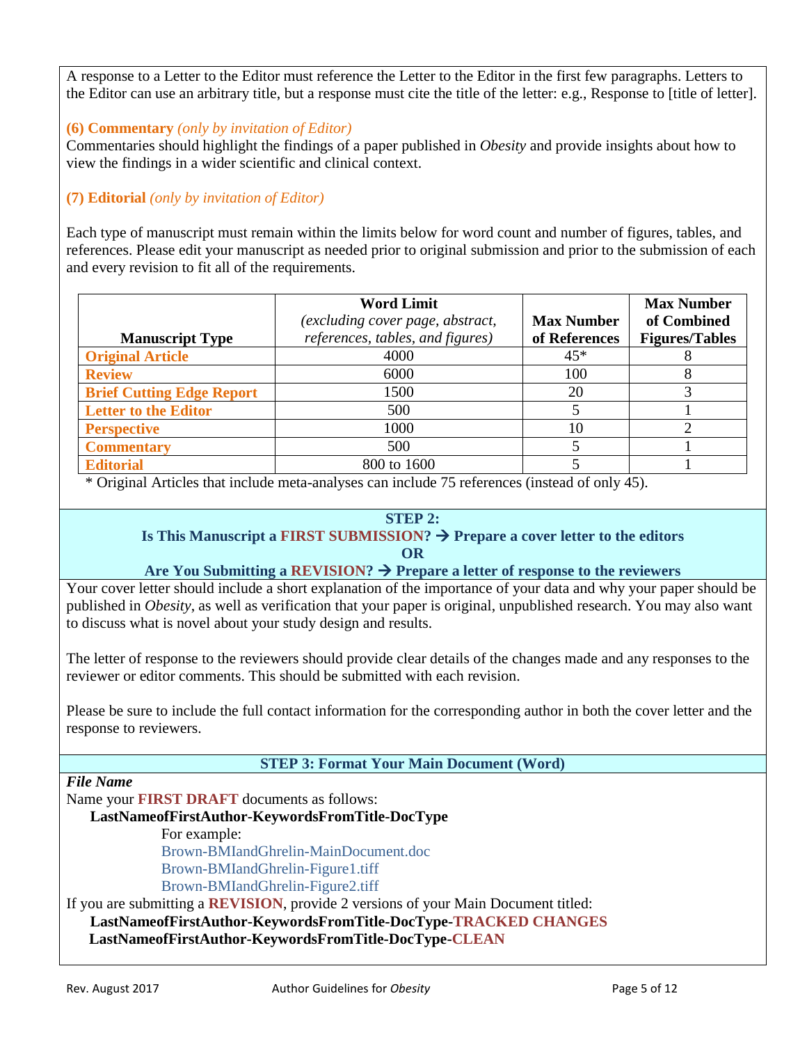A response to a Letter to the Editor must reference the Letter to the Editor in the first few paragraphs. Letters to the Editor can use an arbitrary title, but a response must cite the title of the letter: e.g., Response to [title of letter].

**(6) Commentary** *(only by invitation of Editor)*
Commentaries should highlight the findings of a paper published in *Obesity* and provide insights about how to view the findings in a wider scientific and clinical context.

**(7) Editorial** *(only by invitation of Editor)*

Each type of manuscript must remain within the limits below for word count and number of figures, tables, and references. Please edit your manuscript as needed prior to original submission and prior to the submission of each and every revision to fit all of the requirements.

| Manuscript Type | Word Limit *(excluding cover page, abstract, references, tables, and figures)* | Max Number of References | Max Number of Combined Figures/Tables |
|---|---|---|---|
| **Original Article** | 4000 | 45* | 8 |
| **Review** | 6000 | 100 | 8 |
| **Brief Cutting Edge Report** | 1500 | 20 | 3 |
| **Letter to the Editor** | 500 | 5 | 1 |
| **Perspective** | 1000 | 10 | 2 |
| **Commentary** | 500 | 5 | 1 |
| **Editorial** | 800 to 1600 | 5 | 1 |

\* Original Articles that include meta-analyses can include 75 references (instead of only 45).

## STEP 2: Is This Manuscript a FIRST SUBMISSION? → Prepare a cover letter to the editors OR Are You Submitting a REVISION? → Prepare a letter of response to the reviewers

Your cover letter should include a short explanation of the importance of your data and why your paper should be published in *Obesity*, as well as verification that your paper is original, unpublished research. You may also want to discuss what is novel about your study design and results.

The letter of response to the reviewers should provide clear details of the changes made and any responses to the reviewer or editor comments. This should be submitted with each revision.

Please be sure to include the full contact information for the corresponding author in both the cover letter and the response to reviewers.

## STEP 3: Format Your Main Document (Word)

***File Name***
Name your **FIRST DRAFT** documents as follows:

**LastNameofFirstAuthor-KeywordsFromTitle-DocType**

For example:
Brown-BMIandGhrelin-MainDocument.doc
Brown-BMIandGhrelin-Figure1.tiff
Brown-BMIandGhrelin-Figure2.tiff

If you are submitting a **REVISION**, provide 2 versions of your Main Document titled:

**LastNameofFirstAuthor-KeywordsFromTitle-DocType-TRACKED CHANGES**
**LastNameofFirstAuthor-KeywordsFromTitle-DocType-CLEAN**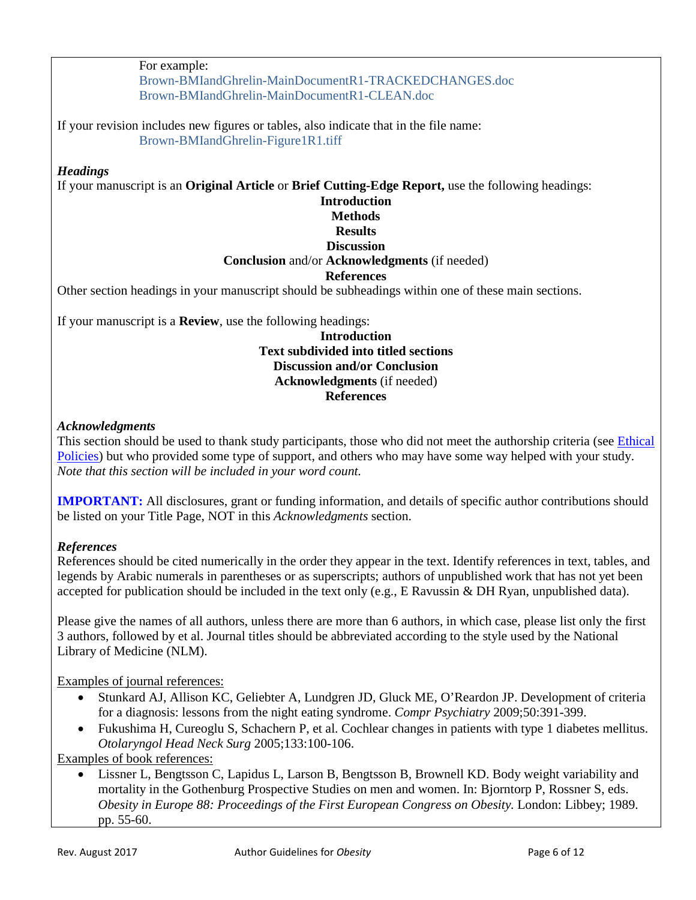For example:
Brown-BMIandGhrelin-MainDocumentR1-TRACKEDCHANGES.doc
Brown-BMIandGhrelin-MainDocumentR1-CLEAN.doc

If your revision includes new figures or tables, also indicate that in the file name:
Brown-BMIandGhrelin-Figure1R1.tiff

***Headings***

If your manuscript is an **Original Article** or **Brief Cutting-Edge Report,** use the following headings:

**Introduction**
**Methods**
**Results**
**Discussion**
**Conclusion** and/or **Acknowledgments** (if needed)
**References**

Other section headings in your manuscript should be subheadings within one of these main sections.

If your manuscript is a **Review**, use the following headings:

**Introduction**
**Text subdivided into titled sections**
**Discussion and/or Conclusion**
**Acknowledgments** (if needed)
**References**

***Acknowledgments***

This section should be used to thank study participants, those who did not meet the authorship criteria (see Ethical Policies) but who provided some type of support, and others who may have some way helped with your study. *Note that this section will be included in your word count.*

**IMPORTANT:** All disclosures, grant or funding information, and details of specific author contributions should be listed on your Title Page, NOT in this *Acknowledgments* section.

***References***

References should be cited numerically in the order they appear in the text. Identify references in text, tables, and legends by Arabic numerals in parentheses or as superscripts; authors of unpublished work that has not yet been accepted for publication should be included in the text only (e.g., E Ravussin & DH Ryan, unpublished data).

Please give the names of all authors, unless there are more than 6 authors, in which case, please list only the first 3 authors, followed by et al. Journal titles should be abbreviated according to the style used by the National Library of Medicine (NLM).

Examples of journal references:

- Stunkard AJ, Allison KC, Geliebter A, Lundgren JD, Gluck ME, O'Reardon JP. Development of criteria for a diagnosis: lessons from the night eating syndrome. *Compr Psychiatry* 2009;50:391-399.
- Fukushima H, Cureoglu S, Schachern P, et al. Cochlear changes in patients with type 1 diabetes mellitus. *Otolaryngol Head Neck Surg* 2005;133:100-106.

Examples of book references:

- Lissner L, Bengtsson C, Lapidus L, Larson B, Bengtsson B, Brownell KD. Body weight variability and mortality in the Gothenburg Prospective Studies on men and women. In: Bjorntorp P, Rossner S, eds. *Obesity in Europe 88: Proceedings of the First European Congress on Obesity.* London: Libbey; 1989. pp. 55-60.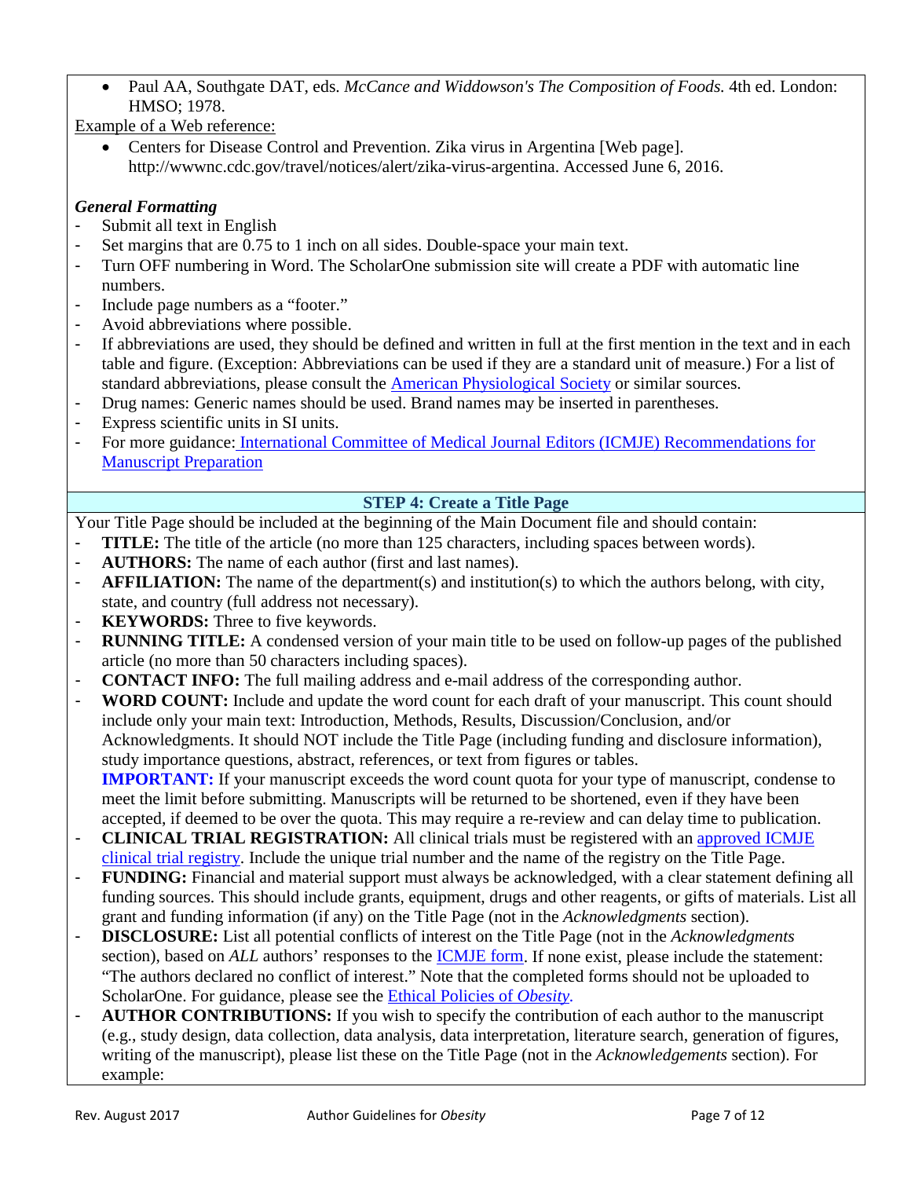- Paul AA, Southgate DAT, eds. *McCance and Widdowson's The Composition of Foods.* 4th ed. London: HMSO; 1978.

Example of a Web reference:

- Centers for Disease Control and Prevention. Zika virus in Argentina [Web page]. http://wwwnc.cdc.gov/travel/notices/alert/zika-virus-argentina. Accessed June 6, 2016.

***General Formatting***

- Submit all text in English
- Set margins that are 0.75 to 1 inch on all sides. Double-space your main text.
- Turn OFF numbering in Word. The ScholarOne submission site will create a PDF with automatic line numbers.
- Include page numbers as a "footer."
- Avoid abbreviations where possible.
- If abbreviations are used, they should be defined and written in full at the first mention in the text and in each table and figure. (Exception: Abbreviations can be used if they are a standard unit of measure.) For a list of standard abbreviations, please consult the American Physiological Society or similar sources.
- Drug names: Generic names should be used. Brand names may be inserted in parentheses.
- Express scientific units in SI units.
- For more guidance: International Committee of Medical Journal Editors (ICMJE) Recommendations for Manuscript Preparation

## STEP 4: Create a Title Page

Your Title Page should be included at the beginning of the Main Document file and should contain:

- **TITLE:** The title of the article (no more than 125 characters, including spaces between words).
- **AUTHORS:** The name of each author (first and last names).
- **AFFILIATION:** The name of the department(s) and institution(s) to which the authors belong, with city, state, and country (full address not necessary).
- **KEYWORDS:** Three to five keywords.
- **RUNNING TITLE:** A condensed version of your main title to be used on follow-up pages of the published article (no more than 50 characters including spaces).
- **CONTACT INFO:** The full mailing address and e-mail address of the corresponding author.
- **WORD COUNT:** Include and update the word count for each draft of your manuscript. This count should include only your main text: Introduction, Methods, Results, Discussion/Conclusion, and/or Acknowledgments. It should NOT include the Title Page (including funding and disclosure information), study importance questions, abstract, references, or text from figures or tables.
  **IMPORTANT:** If your manuscript exceeds the word count quota for your type of manuscript, condense to meet the limit before submitting. Manuscripts will be returned to be shortened, even if they have been accepted, if deemed to be over the quota. This may require a re-review and can delay time to publication.
- **CLINICAL TRIAL REGISTRATION:** All clinical trials must be registered with an approved ICMJE clinical trial registry. Include the unique trial number and the name of the registry on the Title Page.
- **FUNDING:** Financial and material support must always be acknowledged, with a clear statement defining all funding sources. This should include grants, equipment, drugs and other reagents, or gifts of materials. List all grant and funding information (if any) on the Title Page (not in the *Acknowledgments* section).
- **DISCLOSURE:** List all potential conflicts of interest on the Title Page (not in the *Acknowledgments* section), based on *ALL* authors' responses to the ICMJE form. If none exist, please include the statement: "The authors declared no conflict of interest." Note that the completed forms should not be uploaded to ScholarOne. For guidance, please see the Ethical Policies of *Obesity*.
- **AUTHOR CONTRIBUTIONS:** If you wish to specify the contribution of each author to the manuscript (e.g., study design, data collection, data analysis, data interpretation, literature search, generation of figures, writing of the manuscript), please list these on the Title Page (not in the *Acknowledgements* section). For example: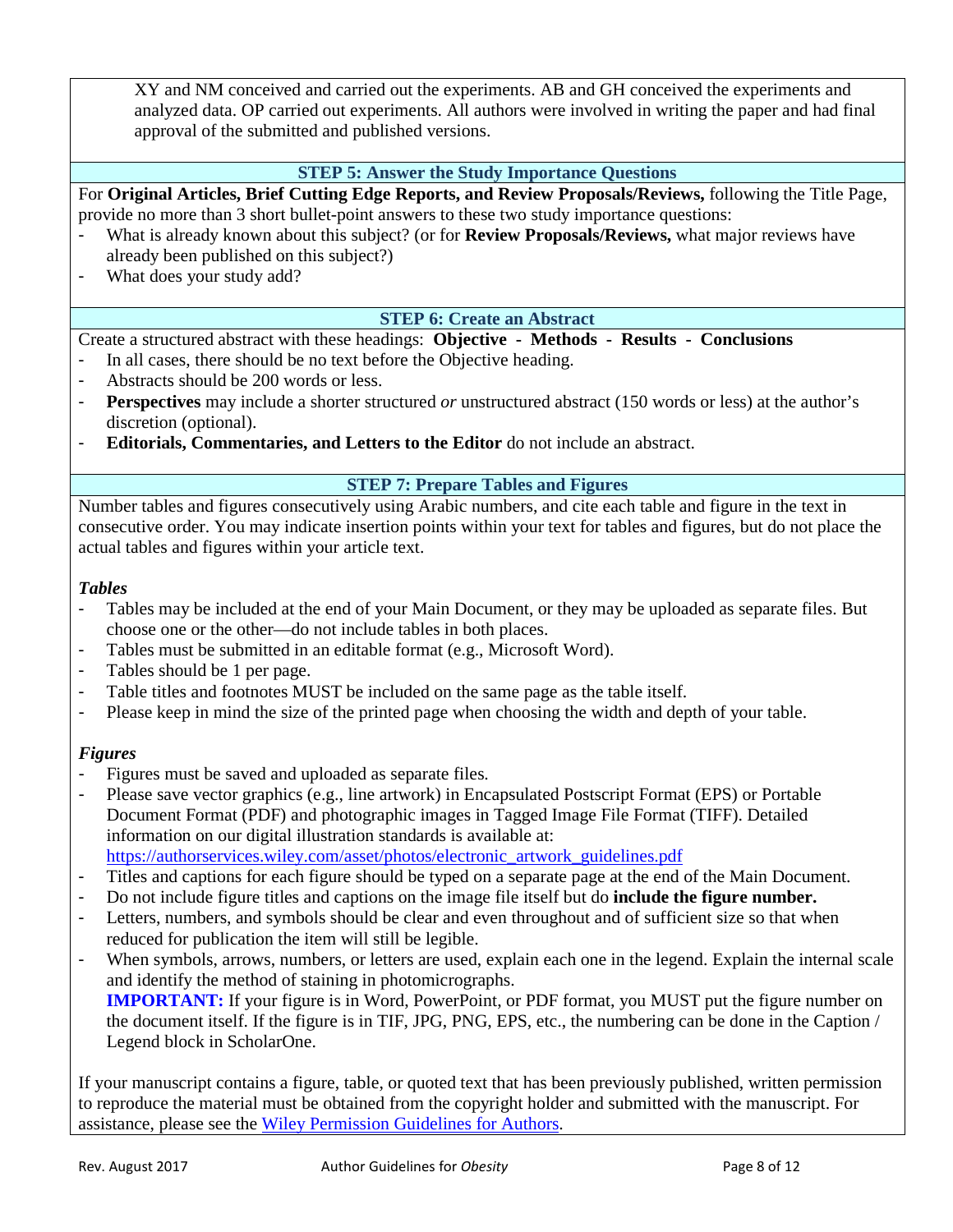XY and NM conceived and carried out the experiments. AB and GH conceived the experiments and analyzed data. OP carried out experiments. All authors were involved in writing the paper and had final approval of the submitted and published versions.

## STEP 5: Answer the Study Importance Questions

For **Original Articles, Brief Cutting Edge Reports, and Review Proposals/Reviews,** following the Title Page, provide no more than 3 short bullet-point answers to these two study importance questions:

- What is already known about this subject? (or for **Review Proposals/Reviews,** what major reviews have already been published on this subject?)
- What does your study add?

## STEP 6: Create an Abstract

Create a structured abstract with these headings: **Objective - Methods - Results - Conclusions**

- In all cases, there should be no text before the Objective heading.
- Abstracts should be 200 words or less.
- **Perspectives** may include a shorter structured *or* unstructured abstract (150 words or less) at the author's discretion (optional).
- **Editorials, Commentaries, and Letters to the Editor** do not include an abstract.

## STEP 7: Prepare Tables and Figures

Number tables and figures consecutively using Arabic numbers, and cite each table and figure in the text in consecutive order. You may indicate insertion points within your text for tables and figures, but do not place the actual tables and figures within your article text.

### *Tables*

- Tables may be included at the end of your Main Document, or they may be uploaded as separate files. But choose one or the other—do not include tables in both places.
- Tables must be submitted in an editable format (e.g., Microsoft Word).
- Tables should be 1 per page.
- Table titles and footnotes MUST be included on the same page as the table itself.
- Please keep in mind the size of the printed page when choosing the width and depth of your table.

### *Figures*

- Figures must be saved and uploaded as separate files.
- Please save vector graphics (e.g., line artwork) in Encapsulated Postscript Format (EPS) or Portable Document Format (PDF) and photographic images in Tagged Image File Format (TIFF). Detailed information on our digital illustration standards is available at: https://authorservices.wiley.com/asset/photos/electronic_artwork_guidelines.pdf
- Titles and captions for each figure should be typed on a separate page at the end of the Main Document.
- Do not include figure titles and captions on the image file itself but do **include the figure number.**
- Letters, numbers, and symbols should be clear and even throughout and of sufficient size so that when reduced for publication the item will still be legible.
- When symbols, arrows, numbers, or letters are used, explain each one in the legend. Explain the internal scale and identify the method of staining in photomicrographs.
  **IMPORTANT:** If your figure is in Word, PowerPoint, or PDF format, you MUST put the figure number on the document itself. If the figure is in TIF, JPG, PNG, EPS, etc., the numbering can be done in the Caption / Legend block in ScholarOne.

If your manuscript contains a figure, table, or quoted text that has been previously published, written permission to reproduce the material must be obtained from the copyright holder and submitted with the manuscript. For assistance, please see the Wiley Permission Guidelines for Authors.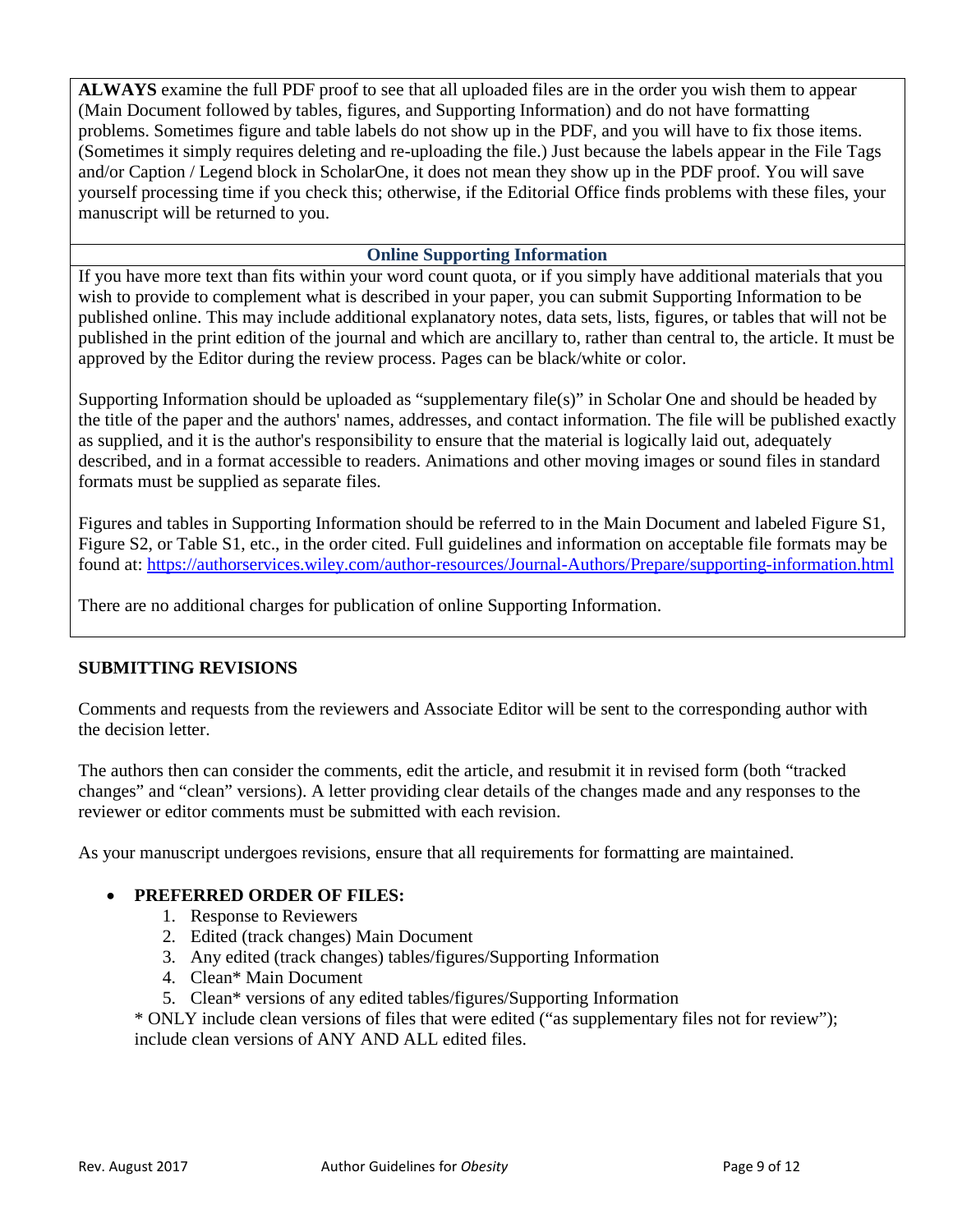**ALWAYS** examine the full PDF proof to see that all uploaded files are in the order you wish them to appear (Main Document followed by tables, figures, and Supporting Information) and do not have formatting problems. Sometimes figure and table labels do not show up in the PDF, and you will have to fix those items. (Sometimes it simply requires deleting and re-uploading the file.) Just because the labels appear in the File Tags and/or Caption / Legend block in ScholarOne, it does not mean they show up in the PDF proof. You will save yourself processing time if you check this; otherwise, if the Editorial Office finds problems with these files, your manuscript will be returned to you.

### Online Supporting Information

If you have more text than fits within your word count quota, or if you simply have additional materials that you wish to provide to complement what is described in your paper, you can submit Supporting Information to be published online. This may include additional explanatory notes, data sets, lists, figures, or tables that will not be published in the print edition of the journal and which are ancillary to, rather than central to, the article. It must be approved by the Editor during the review process. Pages can be black/white or color.

Supporting Information should be uploaded as "supplementary file(s)" in Scholar One and should be headed by the title of the paper and the authors' names, addresses, and contact information. The file will be published exactly as supplied, and it is the author's responsibility to ensure that the material is logically laid out, adequately described, and in a format accessible to readers. Animations and other moving images or sound files in standard formats must be supplied as separate files.

Figures and tables in Supporting Information should be referred to in the Main Document and labeled Figure S1, Figure S2, or Table S1, etc., in the order cited. Full guidelines and information on acceptable file formats may be found at: https://authorservices.wiley.com/author-resources/Journal-Authors/Prepare/supporting-information.html

There are no additional charges for publication of online Supporting Information.

## SUBMITTING REVISIONS

Comments and requests from the reviewers and Associate Editor will be sent to the corresponding author with the decision letter.

The authors then can consider the comments, edit the article, and resubmit it in revised form (both "tracked changes" and "clean" versions). A letter providing clear details of the changes made and any responses to the reviewer or editor comments must be submitted with each revision.

As your manuscript undergoes revisions, ensure that all requirements for formatting are maintained.

- **PREFERRED ORDER OF FILES:**
    1. Response to Reviewers
    2. Edited (track changes) Main Document
    3. Any edited (track changes) tables/figures/Supporting Information
    4. Clean* Main Document
    5. Clean* versions of any edited tables/figures/Supporting Information

  * ONLY include clean versions of files that were edited ("as supplementary files not for review"); include clean versions of ANY AND ALL edited files.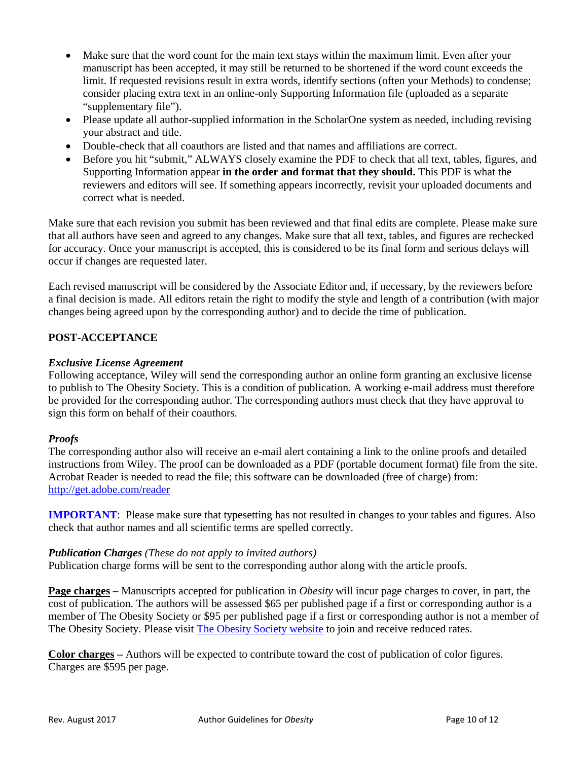- Make sure that the word count for the main text stays within the maximum limit. Even after your manuscript has been accepted, it may still be returned to be shortened if the word count exceeds the limit. If requested revisions result in extra words, identify sections (often your Methods) to condense; consider placing extra text in an online-only Supporting Information file (uploaded as a separate "supplementary file").
- Please update all author-supplied information in the ScholarOne system as needed, including revising your abstract and title.
- Double-check that all coauthors are listed and that names and affiliations are correct.
- Before you hit "submit," ALWAYS closely examine the PDF to check that all text, tables, figures, and Supporting Information appear **in the order and format that they should.** This PDF is what the reviewers and editors will see. If something appears incorrectly, revisit your uploaded documents and correct what is needed.

Make sure that each revision you submit has been reviewed and that final edits are complete. Please make sure that all authors have seen and agreed to any changes. Make sure that all text, tables, and figures are rechecked for accuracy. Once your manuscript is accepted, this is considered to be its final form and serious delays will occur if changes are requested later.

Each revised manuscript will be considered by the Associate Editor and, if necessary, by the reviewers before a final decision is made. All editors retain the right to modify the style and length of a contribution (with major changes being agreed upon by the corresponding author) and to decide the time of publication.

## POST-ACCEPTANCE

### *Exclusive License Agreement*

Following acceptance, Wiley will send the corresponding author an online form granting an exclusive license to publish to The Obesity Society. This is a condition of publication. A working e-mail address must therefore be provided for the corresponding author. The corresponding authors must check that they have approval to sign this form on behalf of their coauthors.

### *Proofs*

The corresponding author also will receive an e-mail alert containing a link to the online proofs and detailed instructions from Wiley. The proof can be downloaded as a PDF (portable document format) file from the site. Acrobat Reader is needed to read the file; this software can be downloaded (free of charge) from: [http://get.adobe.com/reader](http://get.adobe.com/reader)

**IMPORTANT**: Please make sure that typesetting has not resulted in changes to your tables and figures. Also check that author names and all scientific terms are spelled correctly.

### *Publication Charges (These do not apply to invited authors)*

Publication charge forms will be sent to the corresponding author along with the article proofs.

**Page charges –** Manuscripts accepted for publication in *Obesity* will incur page charges to cover, in part, the cost of publication. The authors will be assessed $65 per published page if a first or corresponding author is a member of The Obesity Society or $95 per published page if a first or corresponding author is not a member of The Obesity Society. Please visit The Obesity Society website to join and receive reduced rates.

**Color charges –** Authors will be expected to contribute toward the cost of publication of color figures. Charges are $595 per page.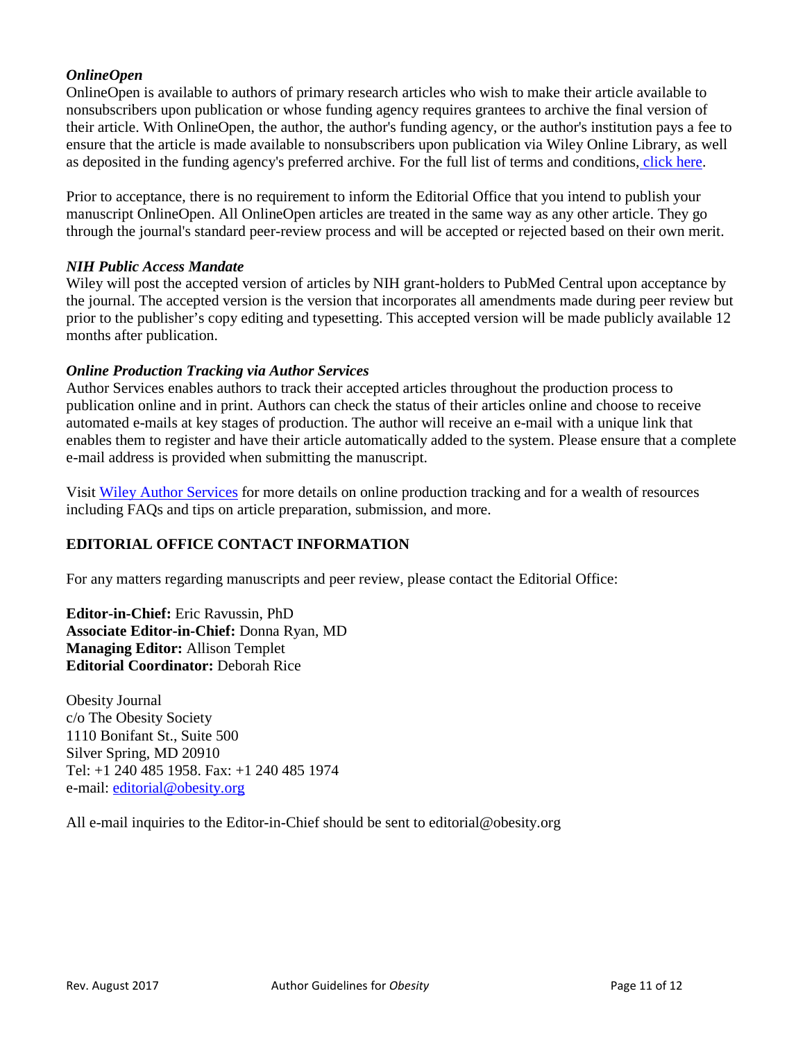### *OnlineOpen*

OnlineOpen is available to authors of primary research articles who wish to make their article available to nonsubscribers upon publication or whose funding agency requires grantees to archive the final version of their article. With OnlineOpen, the author, the author's funding agency, or the author's institution pays a fee to ensure that the article is made available to nonsubscribers upon publication via Wiley Online Library, as well as deposited in the funding agency's preferred archive. For the full list of terms and conditions, click here.

Prior to acceptance, there is no requirement to inform the Editorial Office that you intend to publish your manuscript OnlineOpen. All OnlineOpen articles are treated in the same way as any other article. They go through the journal's standard peer-review process and will be accepted or rejected based on their own merit.

### *NIH Public Access Mandate*

Wiley will post the accepted version of articles by NIH grant-holders to PubMed Central upon acceptance by the journal. The accepted version is the version that incorporates all amendments made during peer review but prior to the publisher's copy editing and typesetting. This accepted version will be made publicly available 12 months after publication.

### *Online Production Tracking via Author Services*

Author Services enables authors to track their accepted articles throughout the production process to publication online and in print. Authors can check the status of their articles online and choose to receive automated e-mails at key stages of production. The author will receive an e-mail with a unique link that enables them to register and have their article automatically added to the system. Please ensure that a complete e-mail address is provided when submitting the manuscript.

Visit Wiley Author Services for more details on online production tracking and for a wealth of resources including FAQs and tips on article preparation, submission, and more.

## EDITORIAL OFFICE CONTACT INFORMATION

For any matters regarding manuscripts and peer review, please contact the Editorial Office:

**Editor-in-Chief:** Eric Ravussin, PhD
**Associate Editor-in-Chief:** Donna Ryan, MD
**Managing Editor:** Allison Templet
**Editorial Coordinator:** Deborah Rice

Obesity Journal
c/o The Obesity Society
1110 Bonifant St., Suite 500
Silver Spring, MD 20910
Tel: +1 240 485 1958. Fax: +1 240 485 1974
e-mail: editorial@obesity.org

All e-mail inquiries to the Editor-in-Chief should be sent to editorial@obesity.org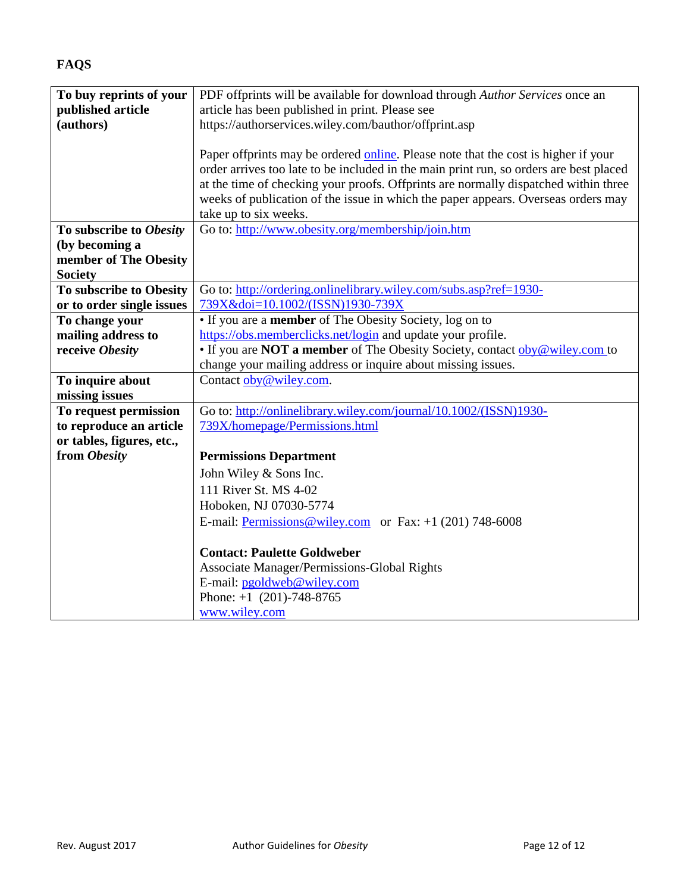## FAQS

| | |
|---|---|
| **To buy reprints of your published article (authors)** | PDF offprints will be available for download through *Author Services* once an article has been published in print. Please see https://authorservices.wiley.com/bauthor/offprint.asp<br><br>Paper offprints may be ordered online. Please note that the cost is higher if your order arrives too late to be included in the main print run, so orders are best placed at the time of checking your proofs. Offprints are normally dispatched within three weeks of publication of the issue in which the paper appears. Overseas orders may take up to six weeks. |
| **To subscribe to *Obesity* (by becoming a member of The Obesity Society** | Go to: http://www.obesity.org/membership/join.htm |
| **To subscribe to Obesity or to order single issues** | Go to: http://ordering.onlinelibrary.wiley.com/subs.asp?ref=1930-739X&doi=10.1002/(ISSN)1930-739X |
| **To change your mailing address to receive *Obesity*** | • If you are a **member** of The Obesity Society, log on to https://obs.memberclicks.net/login and update your profile.<br>• If you are **NOT a member** of The Obesity Society, contact oby@wiley.com to change your mailing address or inquire about missing issues. |
| **To inquire about missing issues** | Contact oby@wiley.com. |
| **To request permission to reproduce an article or tables, figures, etc., from *Obesity*** | Go to: http://onlinelibrary.wiley.com/journal/10.1002/(ISSN)1930-739X/homepage/Permissions.html<br><br>**Permissions Department**<br>John Wiley & Sons Inc.<br>111 River St. MS 4-02<br>Hoboken, NJ 07030-5774<br>E-mail: Permissions@wiley.com or Fax: +1 (201) 748-6008<br><br>**Contact: Paulette Goldweber**<br>Associate Manager/Permissions-Global Rights<br>E-mail: pgoldweb@wiley.com<br>Phone: +1 (201)-748-8765<br>www.wiley.com |